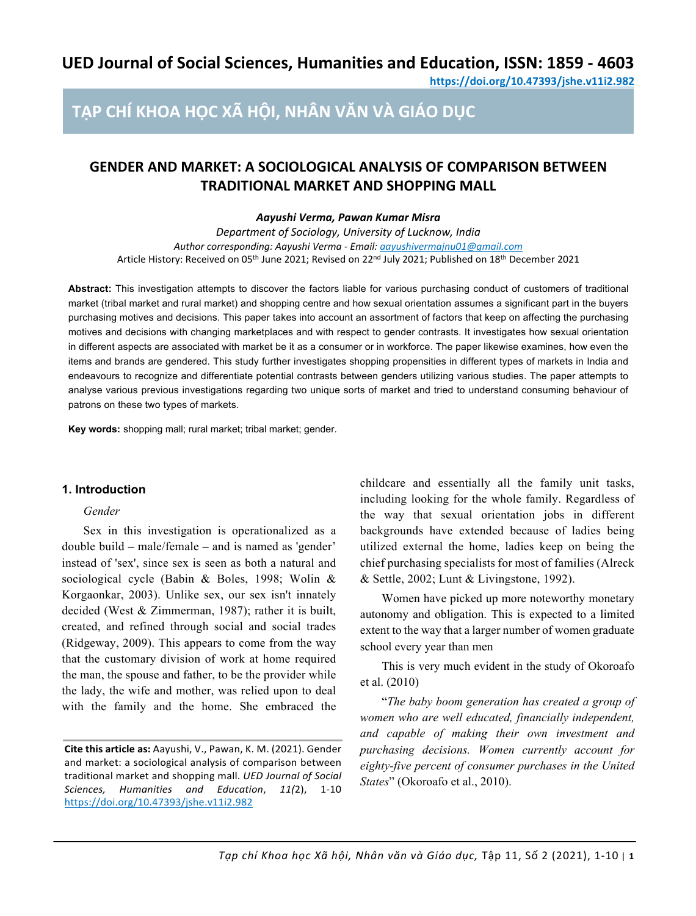# GENDER AND MARKET: A SOCIOLOGICAL ANALYSIS OF COMPARISON BETWEEN TRADITIONAL MARKET AND SHOPPING MALL

***Aayushi Verma, Pawan Kumar Misra***

*Department of Sociology, University of Lucknow, India*

*Author corresponding: Aayushi Verma - Email: aayushivermajnu01@gmail.com*

Article History: Received on 05th June 2021; Revised on 22nd July 2021; Published on 18th December 2021

**Abstract:** This investigation attempts to discover the factors liable for various purchasing conduct of customers of traditional market (tribal market and rural market) and shopping centre and how sexual orientation assumes a significant part in the buyers purchasing motives and decisions. This paper takes into account an assortment of factors that keep on affecting the purchasing motives and decisions with changing marketplaces and with respect to gender contrasts. It investigates how sexual orientation in different aspects are associated with market be it as a consumer or in workforce. The paper likewise examines, how even the items and brands are gendered. This study further investigates shopping propensities in different types of markets in India and endeavours to recognize and differentiate potential contrasts between genders utilizing various studies. The paper attempts to analyse various previous investigations regarding two unique sorts of market and tried to understand consuming behaviour of patrons on these two types of markets.

**Key words:** shopping mall; rural market; tribal market; gender.

## 1. Introduction

*Gender*

Sex in this investigation is operationalized as a double build – male/female – and is named as 'gender' instead of 'sex', since sex is seen as both a natural and sociological cycle (Babin & Boles, 1998; Wolin & Korgaonkar, 2003). Unlike sex, our sex isn't innately decided (West & Zimmerman, 1987); rather it is built, created, and refined through social and social trades (Ridgeway, 2009). This appears to come from the way that the customary division of work at home required the man, the spouse and father, to be the provider while the lady, the wife and mother, was relied upon to deal with the family and the home. She embraced the childcare and essentially all the family unit tasks, including looking for the whole family. Regardless of the way that sexual orientation jobs in different backgrounds have extended because of ladies being utilized external the home, ladies keep on being the chief purchasing specialists for most of families (Alreck & Settle, 2002; Lunt & Livingstone, 1992).

Women have picked up more noteworthy monetary autonomy and obligation. This is expected to a limited extent to the way that a larger number of women graduate school every year than men

This is very much evident in the study of Okoroafo et al. (2010)

"*The baby boom generation has created a group of women who are well educated, financially independent, and capable of making their own investment and purchasing decisions. Women currently account for eighty-five percent of consumer purchases in the United States*" (Okoroafo et al., 2010).

**Cite this article as:** Aayushi, V., Pawan, K. M. (2021). Gender and market: a sociological analysis of comparison between traditional market and shopping mall. *UED Journal of Social Sciences, Humanities and Education*, *11(*2), 1-10 https://doi.org/10.47393/jshe.v11i2.982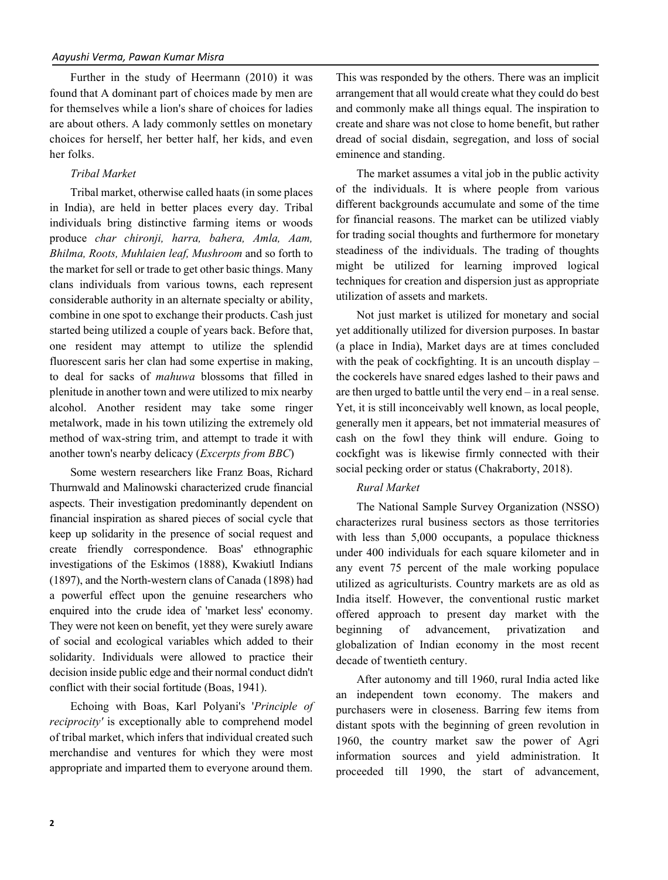Further in the study of Heermann (2010) it was found that A dominant part of choices made by men are for themselves while a lion's share of choices for ladies are about others. A lady commonly settles on monetary choices for herself, her better half, her kids, and even her folks.

*Tribal Market*

Tribal market, otherwise called haats (in some places in India), are held in better places every day. Tribal individuals bring distinctive farming items or woods produce *char chironji, harra, bahera, Amla, Aam, Bhilma, Roots, Muhlaien leaf, Mushroom* and so forth to the market for sell or trade to get other basic things. Many clans individuals from various towns, each represent considerable authority in an alternate specialty or ability, combine in one spot to exchange their products. Cash just started being utilized a couple of years back. Before that, one resident may attempt to utilize the splendid fluorescent saris her clan had some expertise in making, to deal for sacks of *mahuwa* blossoms that filled in plenitude in another town and were utilized to mix nearby alcohol. Another resident may take some ringer metalwork, made in his town utilizing the extremely old method of wax-string trim, and attempt to trade it with another town's nearby delicacy (*Excerpts from BBC*)

Some western researchers like Franz Boas, Richard Thurnwald and Malinowski characterized crude financial aspects. Their investigation predominantly dependent on financial inspiration as shared pieces of social cycle that keep up solidarity in the presence of social request and create friendly correspondence. Boas' ethnographic investigations of the Eskimos (1888), Kwakiutl Indians (1897), and the North-western clans of Canada (1898) had a powerful effect upon the genuine researchers who enquired into the crude idea of 'market less' economy. They were not keen on benefit, yet they were surely aware of social and ecological variables which added to their solidarity. Individuals were allowed to practice their decision inside public edge and their normal conduct didn't conflict with their social fortitude (Boas, 1941).

Echoing with Boas, Karl Polyani's '*Principle of reciprocity'* is exceptionally able to comprehend model of tribal market, which infers that individual created such merchandise and ventures for which they were most appropriate and imparted them to everyone around them. This was responded by the others. There was an implicit arrangement that all would create what they could do best and commonly make all things equal. The inspiration to create and share was not close to home benefit, but rather dread of social disdain, segregation, and loss of social eminence and standing.

The market assumes a vital job in the public activity of the individuals. It is where people from various different backgrounds accumulate and some of the time for financial reasons. The market can be utilized viably for trading social thoughts and furthermore for monetary steadiness of the individuals. The trading of thoughts might be utilized for learning improved logical techniques for creation and dispersion just as appropriate utilization of assets and markets.

Not just market is utilized for monetary and social yet additionally utilized for diversion purposes. In bastar (a place in India), Market days are at times concluded with the peak of cockfighting. It is an uncouth display – the cockerels have snared edges lashed to their paws and are then urged to battle until the very end – in a real sense. Yet, it is still inconceivably well known, as local people, generally men it appears, bet not immaterial measures of cash on the fowl they think will endure. Going to cockfight was is likewise firmly connected with their social pecking order or status (Chakraborty, 2018).

*Rural Market*

The National Sample Survey Organization (NSSO) characterizes rural business sectors as those territories with less than 5,000 occupants, a populace thickness under 400 individuals for each square kilometer and in any event 75 percent of the male working populace utilized as agriculturists. Country markets are as old as India itself. However, the conventional rustic market offered approach to present day market with the beginning of advancement, privatization and globalization of Indian economy in the most recent decade of twentieth century.

After autonomy and till 1960, rural India acted like an independent town economy. The makers and purchasers were in closeness. Barring few items from distant spots with the beginning of green revolution in 1960, the country market saw the power of Agri information sources and yield administration. It proceeded till 1990, the start of advancement,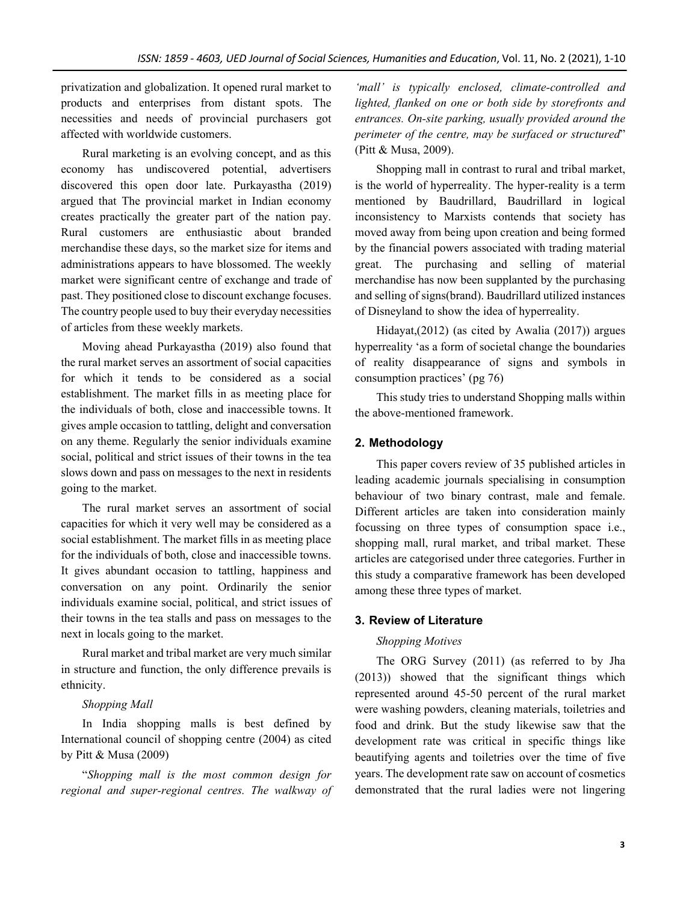privatization and globalization. It opened rural market to products and enterprises from distant spots. The necessities and needs of provincial purchasers got affected with worldwide customers.

Rural marketing is an evolving concept, and as this economy has undiscovered potential, advertisers discovered this open door late. Purkayastha (2019) argued that The provincial market in Indian economy creates practically the greater part of the nation pay. Rural customers are enthusiastic about branded merchandise these days, so the market size for items and administrations appears to have blossomed. The weekly market were significant centre of exchange and trade of past. They positioned close to discount exchange focuses. The country people used to buy their everyday necessities of articles from these weekly markets.

Moving ahead Purkayastha (2019) also found that the rural market serves an assortment of social capacities for which it tends to be considered as a social establishment. The market fills in as meeting place for the individuals of both, close and inaccessible towns. It gives ample occasion to tattling, delight and conversation on any theme. Regularly the senior individuals examine social, political and strict issues of their towns in the tea slows down and pass on messages to the next in residents going to the market.

The rural market serves an assortment of social capacities for which it very well may be considered as a social establishment. The market fills in as meeting place for the individuals of both, close and inaccessible towns. It gives abundant occasion to tattling, happiness and conversation on any point. Ordinarily the senior individuals examine social, political, and strict issues of their towns in the tea stalls and pass on messages to the next in locals going to the market.

Rural market and tribal market are very much similar in structure and function, the only difference prevails is ethnicity.

*Shopping Mall*

In India shopping malls is best defined by International council of shopping centre (2004) as cited by Pitt & Musa (2009)

"*Shopping mall is the most common design for regional and super-regional centres. The walkway of 'mall' is typically enclosed, climate-controlled and lighted, flanked on one or both side by storefronts and entrances. On-site parking, usually provided around the perimeter of the centre, may be surfaced or structured*" (Pitt & Musa, 2009).

Shopping mall in contrast to rural and tribal market, is the world of hyperreality. The hyper-reality is a term mentioned by Baudrillard, Baudrillard in logical inconsistency to Marxists contends that society has moved away from being upon creation and being formed by the financial powers associated with trading material great. The purchasing and selling of material merchandise has now been supplanted by the purchasing and selling of signs(brand). Baudrillard utilized instances of Disneyland to show the idea of hyperreality.

Hidayat,(2012) (as cited by Awalia (2017)) argues hyperreality 'as a form of societal change the boundaries of reality disappearance of signs and symbols in consumption practices' (pg 76)

This study tries to understand Shopping malls within the above-mentioned framework.

## 2. Methodology

This paper covers review of 35 published articles in leading academic journals specialising in consumption behaviour of two binary contrast, male and female. Different articles are taken into consideration mainly focussing on three types of consumption space i.e., shopping mall, rural market, and tribal market. These articles are categorised under three categories. Further in this study a comparative framework has been developed among these three types of market.

## 3. Review of Literature

*Shopping Motives*

The ORG Survey (2011) (as referred to by Jha (2013)) showed that the significant things which represented around 45-50 percent of the rural market were washing powders, cleaning materials, toiletries and food and drink. But the study likewise saw that the development rate was critical in specific things like beautifying agents and toiletries over the time of five years. The development rate saw on account of cosmetics demonstrated that the rural ladies were not lingering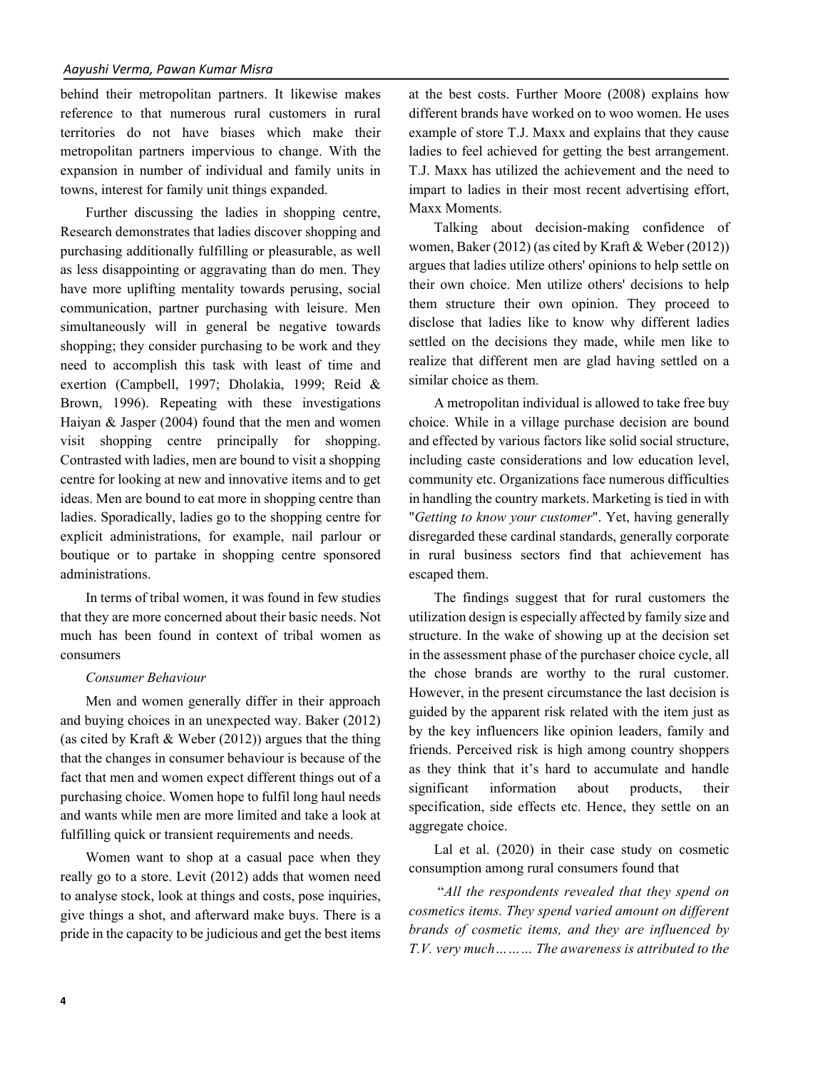behind their metropolitan partners. It likewise makes reference to that numerous rural customers in rural territories do not have biases which make their metropolitan partners impervious to change. With the expansion in number of individual and family units in towns, interest for family unit things expanded.

Further discussing the ladies in shopping centre, Research demonstrates that ladies discover shopping and purchasing additionally fulfilling or pleasurable, as well as less disappointing or aggravating than do men. They have more uplifting mentality towards perusing, social communication, partner purchasing with leisure. Men simultaneously will in general be negative towards shopping; they consider purchasing to be work and they need to accomplish this task with least of time and exertion (Campbell, 1997; Dholakia, 1999; Reid & Brown, 1996). Repeating with these investigations Haiyan & Jasper (2004) found that the men and women visit shopping centre principally for shopping. Contrasted with ladies, men are bound to visit a shopping centre for looking at new and innovative items and to get ideas. Men are bound to eat more in shopping centre than ladies. Sporadically, ladies go to the shopping centre for explicit administrations, for example, nail parlour or boutique or to partake in shopping centre sponsored administrations.

In terms of tribal women, it was found in few studies that they are more concerned about their basic needs. Not much has been found in context of tribal women as consumers

*Consumer Behaviour*

Men and women generally differ in their approach and buying choices in an unexpected way. Baker (2012) (as cited by Kraft & Weber (2012)) argues that the thing that the changes in consumer behaviour is because of the fact that men and women expect different things out of a purchasing choice. Women hope to fulfil long haul needs and wants while men are more limited and take a look at fulfilling quick or transient requirements and needs.

Women want to shop at a casual pace when they really go to a store. Levit (2012) adds that women need to analyse stock, look at things and costs, pose inquiries, give things a shot, and afterward make buys. There is a pride in the capacity to be judicious and get the best items at the best costs. Further Moore (2008) explains how different brands have worked on to woo women. He uses example of store T.J. Maxx and explains that they cause ladies to feel achieved for getting the best arrangement. T.J. Maxx has utilized the achievement and the need to impart to ladies in their most recent advertising effort, Maxx Moments.

Talking about decision-making confidence of women, Baker (2012) (as cited by Kraft & Weber (2012)) argues that ladies utilize others' opinions to help settle on their own choice. Men utilize others' decisions to help them structure their own opinion. They proceed to disclose that ladies like to know why different ladies settled on the decisions they made, while men like to realize that different men are glad having settled on a similar choice as them.

A metropolitan individual is allowed to take free buy choice. While in a village purchase decision are bound and effected by various factors like solid social structure, including caste considerations and low education level, community etc. Organizations face numerous difficulties in handling the country markets. Marketing is tied in with "*Getting to know your customer*". Yet, having generally disregarded these cardinal standards, generally corporate in rural business sectors find that achievement has escaped them.

The findings suggest that for rural customers the utilization design is especially affected by family size and structure. In the wake of showing up at the decision set in the assessment phase of the purchaser choice cycle, all the chose brands are worthy to the rural customer. However, in the present circumstance the last decision is guided by the apparent risk related with the item just as by the key influencers like opinion leaders, family and friends. Perceived risk is high among country shoppers as they think that it's hard to accumulate and handle significant information about products, their specification, side effects etc. Hence, they settle on an aggregate choice.

Lal et al. (2020) in their case study on cosmetic consumption among rural consumers found that

*"All the respondents revealed that they spend on cosmetics items. They spend varied amount on different brands of cosmetic items, and they are influenced by T.V. very much……… The awareness is attributed to the*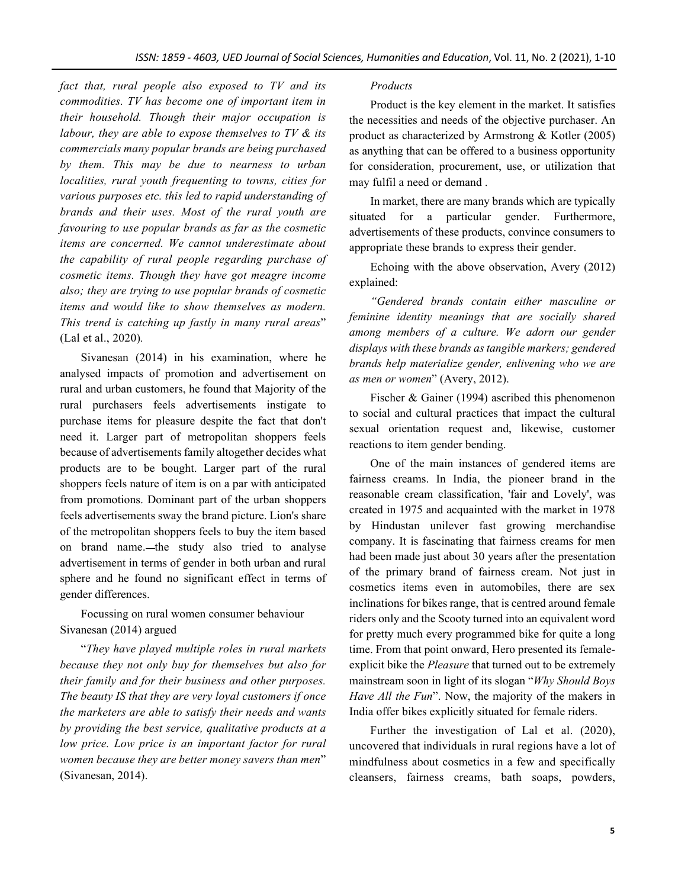*fact that, rural people also exposed to TV and its commodities. TV has become one of important item in their household. Though their major occupation is labour, they are able to expose themselves to TV & its commercials many popular brands are being purchased by them. This may be due to nearness to urban localities, rural youth frequenting to towns, cities for various purposes etc. this led to rapid understanding of brands and their uses. Most of the rural youth are favouring to use popular brands as far as the cosmetic items are concerned. We cannot underestimate about the capability of rural people regarding purchase of cosmetic items. Though they have got meagre income also; they are trying to use popular brands of cosmetic items and would like to show themselves as modern. This trend is catching up fastly in many rural areas*" (Lal et al., 2020).

Sivanesan (2014) in his examination, where he analysed impacts of promotion and advertisement on rural and urban customers, he found that Majority of the rural purchasers feels advertisements instigate to purchase items for pleasure despite the fact that don't need it. Larger part of metropolitan shoppers feels because of advertisements family altogether decides what products are to be bought. Larger part of the rural shoppers feels nature of item is on a par with anticipated from promotions. Dominant part of the urban shoppers feels advertisements sway the brand picture. Lion's share of the metropolitan shoppers feels to buy the item based on brand name.—the study also tried to analyse advertisement in terms of gender in both urban and rural sphere and he found no significant effect in terms of gender differences.

Focussing on rural women consumer behaviour Sivanesan (2014) argued

"*They have played multiple roles in rural markets because they not only buy for themselves but also for their family and for their business and other purposes. The beauty IS that they are very loyal customers if once the marketers are able to satisfy their needs and wants by providing the best service, qualitative products at a low price. Low price is an important factor for rural women because they are better money savers than men*" (Sivanesan, 2014).

*Products*

Product is the key element in the market. It satisfies the necessities and needs of the objective purchaser. An product as characterized by Armstrong & Kotler (2005) as anything that can be offered to a business opportunity for consideration, procurement, use, or utilization that may fulfil a need or demand .

In market, there are many brands which are typically situated for a particular gender. Furthermore, advertisements of these products, convince consumers to appropriate these brands to express their gender.

Echoing with the above observation, Avery (2012) explained:

*"Gendered brands contain either masculine or feminine identity meanings that are socially shared among members of a culture. We adorn our gender displays with these brands as tangible markers; gendered brands help materialize gender, enlivening who we are as men or women*" (Avery, 2012).

Fischer & Gainer (1994) ascribed this phenomenon to social and cultural practices that impact the cultural sexual orientation request and, likewise, customer reactions to item gender bending.

One of the main instances of gendered items are fairness creams. In India, the pioneer brand in the reasonable cream classification, 'fair and Lovely', was created in 1975 and acquainted with the market in 1978 by Hindustan unilever fast growing merchandise company. It is fascinating that fairness creams for men had been made just about 30 years after the presentation of the primary brand of fairness cream. Not just in cosmetics items even in automobiles, there are sex inclinations for bikes range, that is centred around female riders only and the Scooty turned into an equivalent word for pretty much every programmed bike for quite a long time. From that point onward, Hero presented its female-explicit bike the *Pleasure* that turned out to be extremely mainstream soon in light of its slogan "*Why Should Boys Have All the Fun*". Now, the majority of the makers in India offer bikes explicitly situated for female riders.

Further the investigation of Lal et al. (2020), uncovered that individuals in rural regions have a lot of mindfulness about cosmetics in a few and specifically cleansers, fairness creams, bath soaps, powders,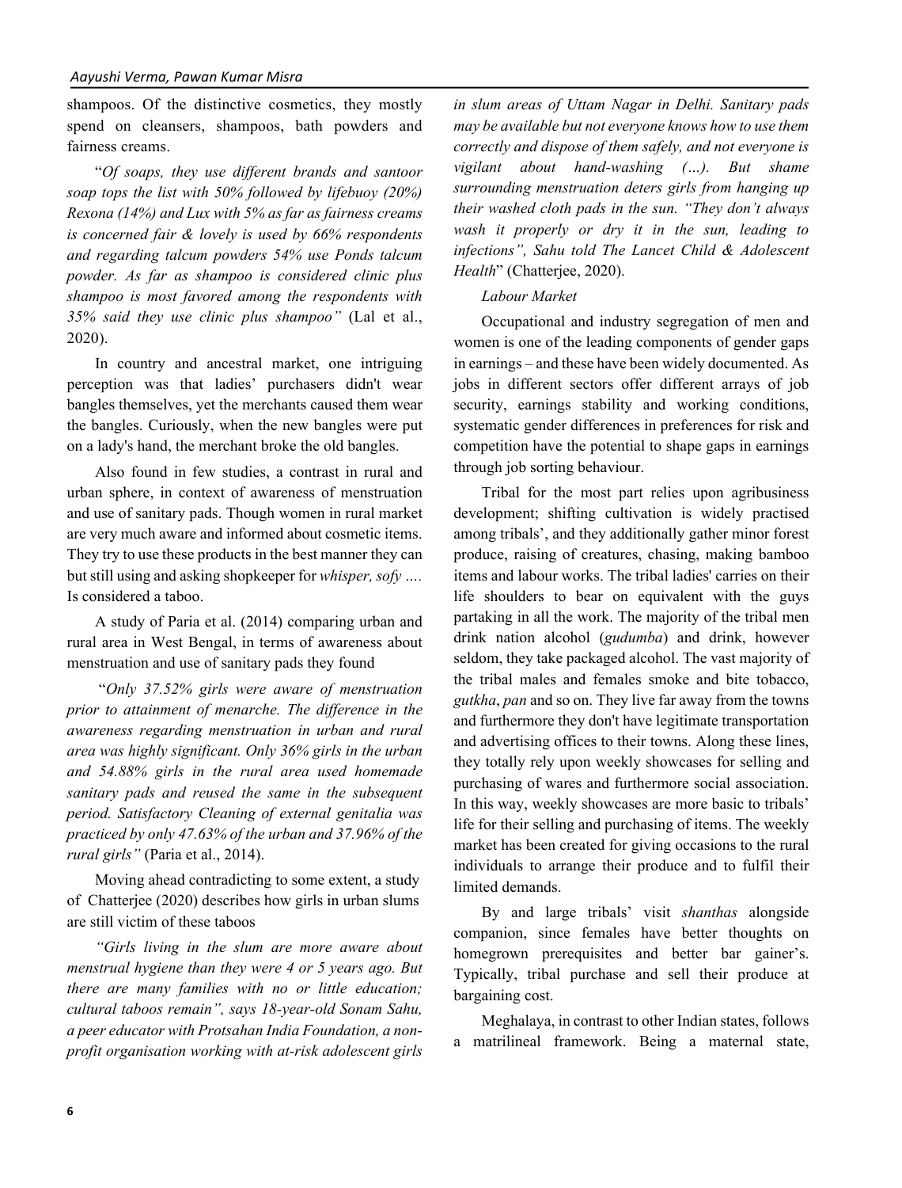shampoos. Of the distinctive cosmetics, they mostly spend on cleansers, shampoos, bath powders and fairness creams.

"*Of soaps, they use different brands and santoor soap tops the list with 50% followed by lifebuoy (20%) Rexona (14%) and Lux with 5% as far as fairness creams is concerned fair & lovely is used by 66% respondents and regarding talcum powders 54% use Ponds talcum powder. As far as shampoo is considered clinic plus shampoo is most favored among the respondents with 35% said they use clinic plus shampoo"* (Lal et al., 2020).

In country and ancestral market, one intriguing perception was that ladies' purchasers didn't wear bangles themselves, yet the merchants caused them wear the bangles. Curiously, when the new bangles were put on a lady's hand, the merchant broke the old bangles.

Also found in few studies, a contrast in rural and urban sphere, in context of awareness of menstruation and use of sanitary pads. Though women in rural market are very much aware and informed about cosmetic items. They try to use these products in the best manner they can but still using and asking shopkeeper for *whisper, sofy ….* Is considered a taboo.

A study of Paria et al. (2014) comparing urban and rural area in West Bengal, in terms of awareness about menstruation and use of sanitary pads they found

"*Only 37.52% girls were aware of menstruation prior to attainment of menarche. The difference in the awareness regarding menstruation in urban and rural area was highly significant. Only 36% girls in the urban and 54.88% girls in the rural area used homemade sanitary pads and reused the same in the subsequent period. Satisfactory Cleaning of external genitalia was practiced by only 47.63% of the urban and 37.96% of the rural girls"* (Paria et al., 2014).

Moving ahead contradicting to some extent, a study of Chatterjee (2020) describes how girls in urban slums are still victim of these taboos

*"Girls living in the slum are more aware about menstrual hygiene than they were 4 or 5 years ago. But there are many families with no or little education; cultural taboos remain", says 18-year-old Sonam Sahu, a peer educator with Protsahan India Foundation, a non-profit organisation working with at-risk adolescent girls in slum areas of Uttam Nagar in Delhi. Sanitary pads may be available but not everyone knows how to use them correctly and dispose of them safely, and not everyone is vigilant about hand-washing (…). But shame surrounding menstruation deters girls from hanging up their washed cloth pads in the sun. "They don't always wash it properly or dry it in the sun, leading to infections", Sahu told The Lancet Child & Adolescent Health*" (Chatterjee, 2020).

*Labour Market*

Occupational and industry segregation of men and women is one of the leading components of gender gaps in earnings – and these have been widely documented. As jobs in different sectors offer different arrays of job security, earnings stability and working conditions, systematic gender differences in preferences for risk and competition have the potential to shape gaps in earnings through job sorting behaviour.

Tribal for the most part relies upon agribusiness development; shifting cultivation is widely practised among tribals', and they additionally gather minor forest produce, raising of creatures, chasing, making bamboo items and labour works. The tribal ladies' carries on their life shoulders to bear on equivalent with the guys partaking in all the work. The majority of the tribal men drink nation alcohol (*gudumba*) and drink, however seldom, they take packaged alcohol. The vast majority of the tribal males and females smoke and bite tobacco, *gutkha*, *pan* and so on. They live far away from the towns and furthermore they don't have legitimate transportation and advertising offices to their towns. Along these lines, they totally rely upon weekly showcases for selling and purchasing of wares and furthermore social association. In this way, weekly showcases are more basic to tribals' life for their selling and purchasing of items. The weekly market has been created for giving occasions to the rural individuals to arrange their produce and to fulfil their limited demands.

By and large tribals' visit *shanthas* alongside companion, since females have better thoughts on homegrown prerequisites and better bar gainer's. Typically, tribal purchase and sell their produce at bargaining cost.

Meghalaya, in contrast to other Indian states, follows a matrilineal framework. Being a maternal state,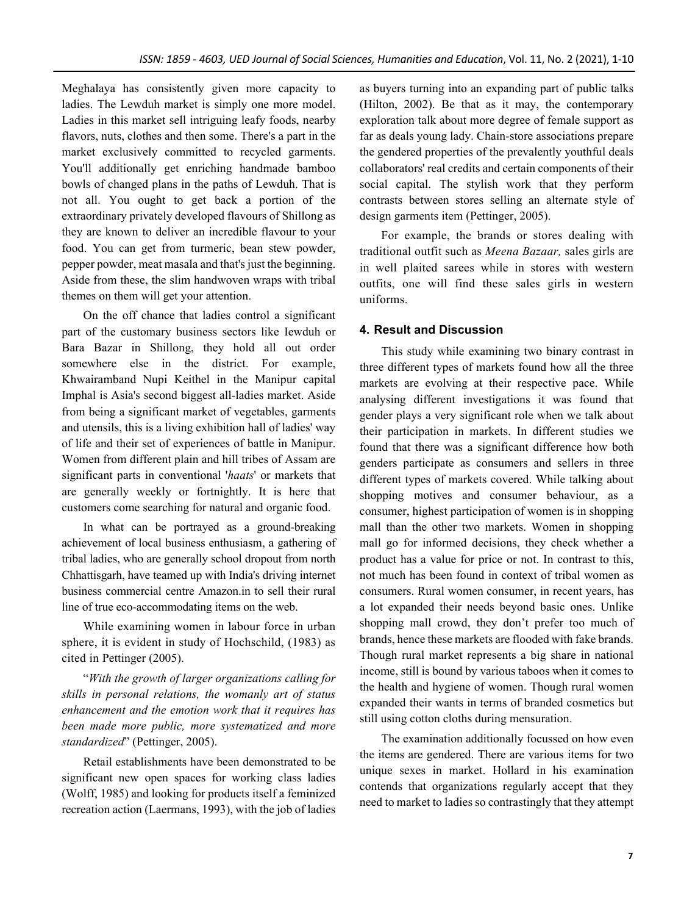Meghalaya has consistently given more capacity to ladies. The Lewduh market is simply one more model. Ladies in this market sell intriguing leafy foods, nearby flavors, nuts, clothes and then some. There's a part in the market exclusively committed to recycled garments. You'll additionally get enriching handmade bamboo bowls of changed plans in the paths of Lewduh. That is not all. You ought to get back a portion of the extraordinary privately developed flavours of Shillong as they are known to deliver an incredible flavour to your food. You can get from turmeric, bean stew powder, pepper powder, meat masala and that's just the beginning. Aside from these, the slim handwoven wraps with tribal themes on them will get your attention.

On the off chance that ladies control a significant part of the customary business sectors like Iewduh or Bara Bazar in Shillong, they hold all out order somewhere else in the district. For example, Khwairamband Nupi Keithel in the Manipur capital Imphal is Asia's second biggest all-ladies market. Aside from being a significant market of vegetables, garments and utensils, this is a living exhibition hall of ladies' way of life and their set of experiences of battle in Manipur. Women from different plain and hill tribes of Assam are significant parts in conventional '*haats*' or markets that are generally weekly or fortnightly. It is here that customers come searching for natural and organic food.

In what can be portrayed as a ground-breaking achievement of local business enthusiasm, a gathering of tribal ladies, who are generally school dropout from north Chhattisgarh, have teamed up with India's driving internet business commercial centre Amazon.in to sell their rural line of true eco-accommodating items on the web.

While examining women in labour force in urban sphere, it is evident in study of Hochschild, (1983) as cited in Pettinger (2005).

"*With the growth of larger organizations calling for skills in personal relations, the womanly art of status enhancement and the emotion work that it requires has been made more public, more systematized and more standardized*" (Pettinger, 2005).

Retail establishments have been demonstrated to be significant new open spaces for working class ladies (Wolff, 1985) and looking for products itself a feminized recreation action (Laermans, 1993), with the job of ladies as buyers turning into an expanding part of public talks (Hilton, 2002). Be that as it may, the contemporary exploration talk about more degree of female support as far as deals young lady. Chain-store associations prepare the gendered properties of the prevalently youthful deals collaborators' real credits and certain components of their social capital. The stylish work that they perform contrasts between stores selling an alternate style of design garments item (Pettinger, 2005).

For example, the brands or stores dealing with traditional outfit such as *Meena Bazaar,* sales girls are in well plaited sarees while in stores with western outfits, one will find these sales girls in western uniforms.

## 4. Result and Discussion

This study while examining two binary contrast in three different types of markets found how all the three markets are evolving at their respective pace. While analysing different investigations it was found that gender plays a very significant role when we talk about their participation in markets. In different studies we found that there was a significant difference how both genders participate as consumers and sellers in three different types of markets covered. While talking about shopping motives and consumer behaviour, as a consumer, highest participation of women is in shopping mall than the other two markets. Women in shopping mall go for informed decisions, they check whether a product has a value for price or not. In contrast to this, not much has been found in context of tribal women as consumers. Rural women consumer, in recent years, has a lot expanded their needs beyond basic ones. Unlike shopping mall crowd, they don't prefer too much of brands, hence these markets are flooded with fake brands. Though rural market represents a big share in national income, still is bound by various taboos when it comes to the health and hygiene of women. Though rural women expanded their wants in terms of branded cosmetics but still using cotton cloths during mensuration.

The examination additionally focussed on how even the items are gendered. There are various items for two unique sexes in market. Hollard in his examination contends that organizations regularly accept that they need to market to ladies so contrastingly that they attempt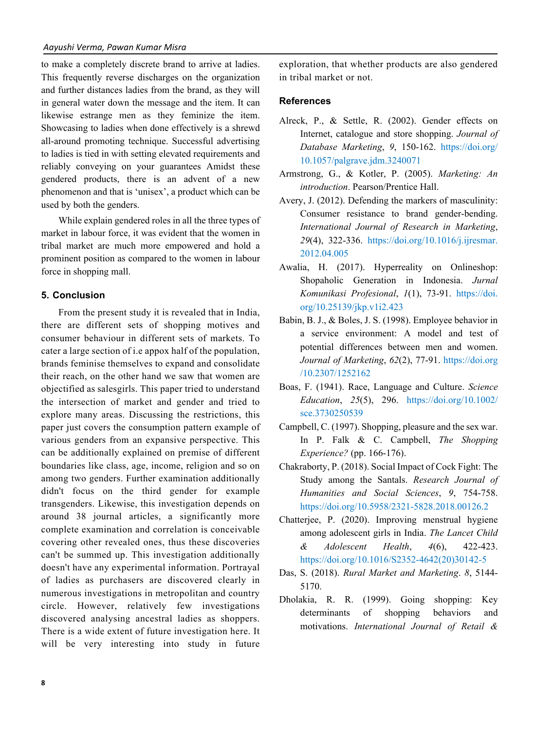to make a completely discrete brand to arrive at ladies. This frequently reverse discharges on the organization and further distances ladies from the brand, as they will in general water down the message and the item. It can likewise estrange men as they feminize the item. Showcasing to ladies when done effectively is a shrewd all-around promoting technique. Successful advertising to ladies is tied in with setting elevated requirements and reliably conveying on your guarantees Amidst these gendered products, there is an advent of a new phenomenon and that is 'unisex', a product which can be used by both the genders.

While explain gendered roles in all the three types of market in labour force, it was evident that the women in tribal market are much more empowered and hold a prominent position as compared to the women in labour force in shopping mall.

## 5. Conclusion

From the present study it is revealed that in India, there are different sets of shopping motives and consumer behaviour in different sets of markets. To cater a large section of i.e appox half of the population, brands feminise themselves to expand and consolidate their reach, on the other hand we saw that women are objectified as salesgirls. This paper tried to understand the intersection of market and gender and tried to explore many areas. Discussing the restrictions, this paper just covers the consumption pattern example of various genders from an expansive perspective. This can be additionally explained on premise of different boundaries like class, age, income, religion and so on among two genders. Further examination additionally didn't focus on the third gender for example transgenders. Likewise, this investigation depends on around 38 journal articles, a significantly more complete examination and correlation is conceivable covering other revealed ones, thus these discoveries can't be summed up. This investigation additionally doesn't have any experimental information. Portrayal of ladies as purchasers are discovered clearly in numerous investigations in metropolitan and country circle. However, relatively few investigations discovered analysing ancestral ladies as shoppers. There is a wide extent of future investigation here. It will be very interesting into study in future exploration, that whether products are also gendered in tribal market or not.

## References

Alreck, P., & Settle, R. (2002). Gender effects on Internet, catalogue and store shopping. *Journal of Database Marketing*, *9*, 150-162. https://doi.org/10.1057/palgrave.jdm.3240071

Armstrong, G., & Kotler, P. (2005). *Marketing: An introduction*. Pearson/Prentice Hall.

Avery, J. (2012). Defending the markers of masculinity: Consumer resistance to brand gender-bending. *International Journal of Research in Marketing*, *29*(4), 322-336. https://doi.org/10.1016/j.ijresmar.2012.04.005

Awalia, H. (2017). Hyperreality on Onlineshop: Shopaholic Generation in Indonesia. *Jurnal Komunikasi Profesional*, *1*(1), 73-91. https://doi.org/10.25139/jkp.v1i2.423

Babin, B. J., & Boles, J. S. (1998). Employee behavior in a service environment: A model and test of potential differences between men and women. *Journal of Marketing*, *62*(2), 77-91. https://doi.org/10.2307/1252162

Boas, F. (1941). Race, Language and Culture. *Science Education*, *25*(5), 296. https://doi.org/10.1002/sce.3730250539

Campbell, C. (1997). Shopping, pleasure and the sex war. In P. Falk & C. Campbell, *The Shopping Experience?* (pp. 166-176).

Chakraborty, P. (2018). Social Impact of Cock Fight: The Study among the Santals. *Research Journal of Humanities and Social Sciences*, *9*, 754-758. https://doi.org/10.5958/2321-5828.2018.00126.2

Chatterjee, P. (2020). Improving menstrual hygiene among adolescent girls in India. *The Lancet Child & Adolescent Health*, *4*(6), 422-423. https://doi.org/10.1016/S2352-4642(20)30142-5

Das, S. (2018). *Rural Market and Marketing*. *8*, 5144-5170.

Dholakia, R. R. (1999). Going shopping: Key determinants of shopping behaviors and motivations. *International Journal of Retail &*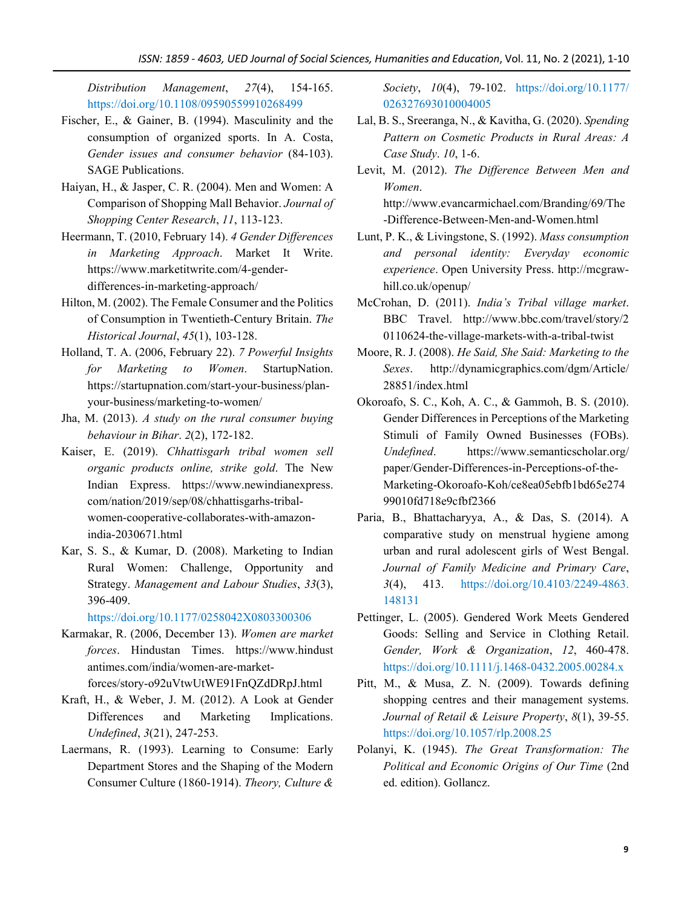*Distribution Management*, *27*(4), 154-165. https://doi.org/10.1108/09590559910268499

Fischer, E., & Gainer, B. (1994). Masculinity and the consumption of organized sports. In A. Costa, *Gender issues and consumer behavior* (84-103). SAGE Publications.

Haiyan, H., & Jasper, C. R. (2004). Men and Women: A Comparison of Shopping Mall Behavior. *Journal of Shopping Center Research*, *11*, 113-123.

Heermann, T. (2010, February 14). *4 Gender Differences in Marketing Approach*. Market It Write. https://www.marketitwrite.com/4-gender-differences-in-marketing-approach/

Hilton, M. (2002). The Female Consumer and the Politics of Consumption in Twentieth-Century Britain. *The Historical Journal*, *45*(1), 103-128.

Holland, T. A. (2006, February 22). *7 Powerful Insights for Marketing to Women*. StartupNation. https://startupnation.com/start-your-business/plan-your-business/marketing-to-women/

Jha, M. (2013). *A study on the rural consumer buying behaviour in Bihar*. *2*(2), 172-182.

Kaiser, E. (2019). *Chhattisgarh tribal women sell organic products online, strike gold*. The New Indian Express. https://www.newindianexpress.com/nation/2019/sep/08/chhattisgarhs-tribal-women-cooperative-collaborates-with-amazon-india-2030671.html

Kar, S. S., & Kumar, D. (2008). Marketing to Indian Rural Women: Challenge, Opportunity and Strategy. *Management and Labour Studies*, *33*(3), 396-409. https://doi.org/10.1177/0258042X0803300306

Karmakar, R. (2006, December 13). *Women are market forces*. Hindustan Times. https://www.hindustantimes.com/india/women-are-market-forces/story-o92uVtwUtWE91FnQZdDRpJ.html

Kraft, H., & Weber, J. M. (2012). A Look at Gender Differences and Marketing Implications. *Undefined*, *3*(21), 247-253.

Laermans, R. (1993). Learning to Consume: Early Department Stores and the Shaping of the Modern Consumer Culture (1860-1914). *Theory, Culture & Society*, *10*(4), 79-102. https://doi.org/10.1177/026327693010004005

Lal, B. S., Sreeranga, N., & Kavitha, G. (2020). *Spending Pattern on Cosmetic Products in Rural Areas: A Case Study*. *10*, 1-6.

Levit, M. (2012). *The Difference Between Men and Women*. http://www.evancarmichael.com/Branding/69/The-Difference-Between-Men-and-Women.html

Lunt, P. K., & Livingstone, S. (1992). *Mass consumption and personal identity: Everyday economic experience*. Open University Press. http://mcgraw-hill.co.uk/openup/

McCrohan, D. (2011). *India's Tribal village market*. BBC Travel. http://www.bbc.com/travel/story/20110624-the-village-markets-with-a-tribal-twist

Moore, R. J. (2008). *He Said, She Said: Marketing to the Sexes*. http://dynamicgraphics.com/dgm/Article/28851/index.html

Okoroafo, S. C., Koh, A. C., & Gammoh, B. S. (2010). Gender Differences in Perceptions of the Marketing Stimuli of Family Owned Businesses (FOBs). *Undefined*. https://www.semanticscholar.org/paper/Gender-Differences-in-Perceptions-of-the-Marketing-Okoroafo-Koh/ce8ea05ebfb1bd65e27499010fd718e9cfbf2366

Paria, B., Bhattacharyya, A., & Das, S. (2014). A comparative study on menstrual hygiene among urban and rural adolescent girls of West Bengal. *Journal of Family Medicine and Primary Care*, *3*(4), 413. https://doi.org/10.4103/2249-4863.148131

Pettinger, L. (2005). Gendered Work Meets Gendered Goods: Selling and Service in Clothing Retail. *Gender, Work & Organization*, *12*, 460-478. https://doi.org/10.1111/j.1468-0432.2005.00284.x

Pitt, M., & Musa, Z. N. (2009). Towards defining shopping centres and their management systems. *Journal of Retail & Leisure Property*, *8*(1), 39-55. https://doi.org/10.1057/rlp.2008.25

Polanyi, K. (1945). *The Great Transformation: The Political and Economic Origins of Our Time* (2nd ed. edition). Gollancz.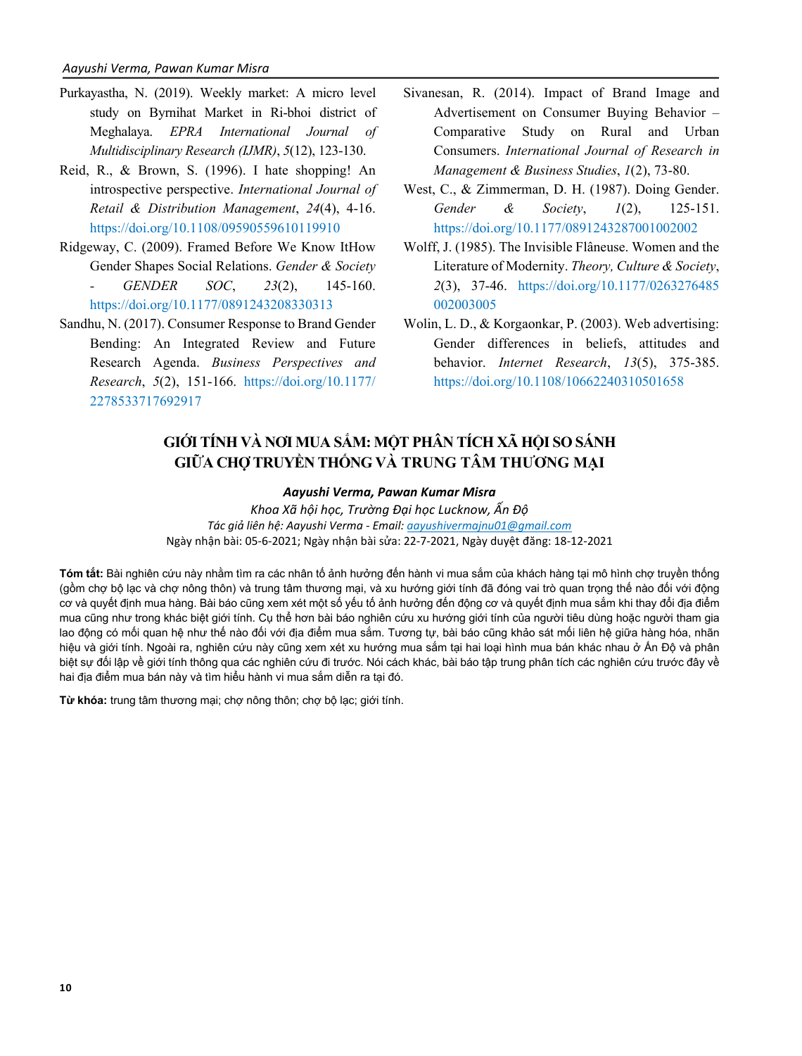Purkayastha, N. (2019). Weekly market: A micro level study on Byrnihat Market in Ri-bhoi district of Meghalaya. *EPRA International Journal of Multidisciplinary Research (IJMR)*, *5*(12), 123-130.

Reid, R., & Brown, S. (1996). I hate shopping! An introspective perspective. *International Journal of Retail & Distribution Management*, *24*(4), 4-16. https://doi.org/10.1108/09590559610119910

Ridgeway, C. (2009). Framed Before We Know ItHow Gender Shapes Social Relations. *Gender & Society - GENDER SOC*, *23*(2), 145-160. https://doi.org/10.1177/0891243208330313

Sandhu, N. (2017). Consumer Response to Brand Gender Bending: An Integrated Review and Future Research Agenda. *Business Perspectives and Research*, *5*(2), 151-166. https://doi.org/10.1177/2278533717692917

Sivanesan, R. (2014). Impact of Brand Image and Advertisement on Consumer Buying Behavior – Comparative Study on Rural and Urban Consumers. *International Journal of Research in Management & Business Studies*, *1*(2), 73-80.

West, C., & Zimmerman, D. H. (1987). Doing Gender. *Gender & Society*, *1*(2), 125-151. https://doi.org/10.1177/0891243287001002002

Wolff, J. (1985). The Invisible Flâneuse. Women and the Literature of Modernity. *Theory, Culture & Society*, *2*(3), 37-46. https://doi.org/10.1177/0263276485002003005

Wolin, L. D., & Korgaonkar, P. (2003). Web advertising: Gender differences in beliefs, attitudes and behavior. *Internet Research*, *13*(5), 375-385. https://doi.org/10.1108/10662240310501658

## GIỚI TÍNH VÀ NƠI MUA SẮM: MỘT PHÂN TÍCH XÃ HỘI SO SÁNH GIỮA CHỢ TRUYỀN THỐNG VÀ TRUNG TÂM THƯƠNG MẠI

***Aayushi Verma, Pawan Kumar Misra***

*Khoa Xã hội học, Trường Đại học Lucknow, Ấn Độ*

*Tác giả liên hệ: Aayushi Verma - Email: aayushivermajnu01@gmail.com*

Ngày nhận bài: 05-6-2021; Ngày nhận bài sửa: 22-7-2021, Ngày duyệt đăng: 18-12-2021

**Tóm tắt:** Bài nghiên cứu này nhằm tìm ra các nhân tố ảnh hưởng đến hành vi mua sắm của khách hàng tại mô hình chợ truyền thống (gồm chợ bộ lạc và chợ nông thôn) và trung tâm thương mại, và xu hướng giới tính đã đóng vai trò quan trọng thế nào đối với động cơ và quyết định mua hàng. Bài báo cũng xem xét một số yếu tố ảnh hưởng đến động cơ và quyết định mua sắm khi thay đổi địa điểm mua cũng như trong khác biệt giới tính. Cụ thể hơn bài báo nghiên cứu xu hướng giới tính của người tiêu dùng hoặc người tham gia lao động có mối quan hệ như thế nào đối với địa điểm mua sắm. Tương tự, bài báo cũng khảo sát mối liên hệ giữa hàng hóa, nhãn hiệu và giới tính. Ngoài ra, nghiên cứu này cũng xem xét xu hướng mua sắm tại hai loại hình mua bán khác nhau ở Ấn Độ và phân biệt sự đối lập về giới tính thông qua các nghiên cứu đi trước. Nói cách khác, bài báo tập trung phân tích các nghiên cứu trước đây về hai địa điểm mua bán này và tìm hiểu hành vi mua sắm diễn ra tại đó.

**Từ khóa:** trung tâm thương mại; chợ nông thôn; chợ bộ lạc; giới tính.